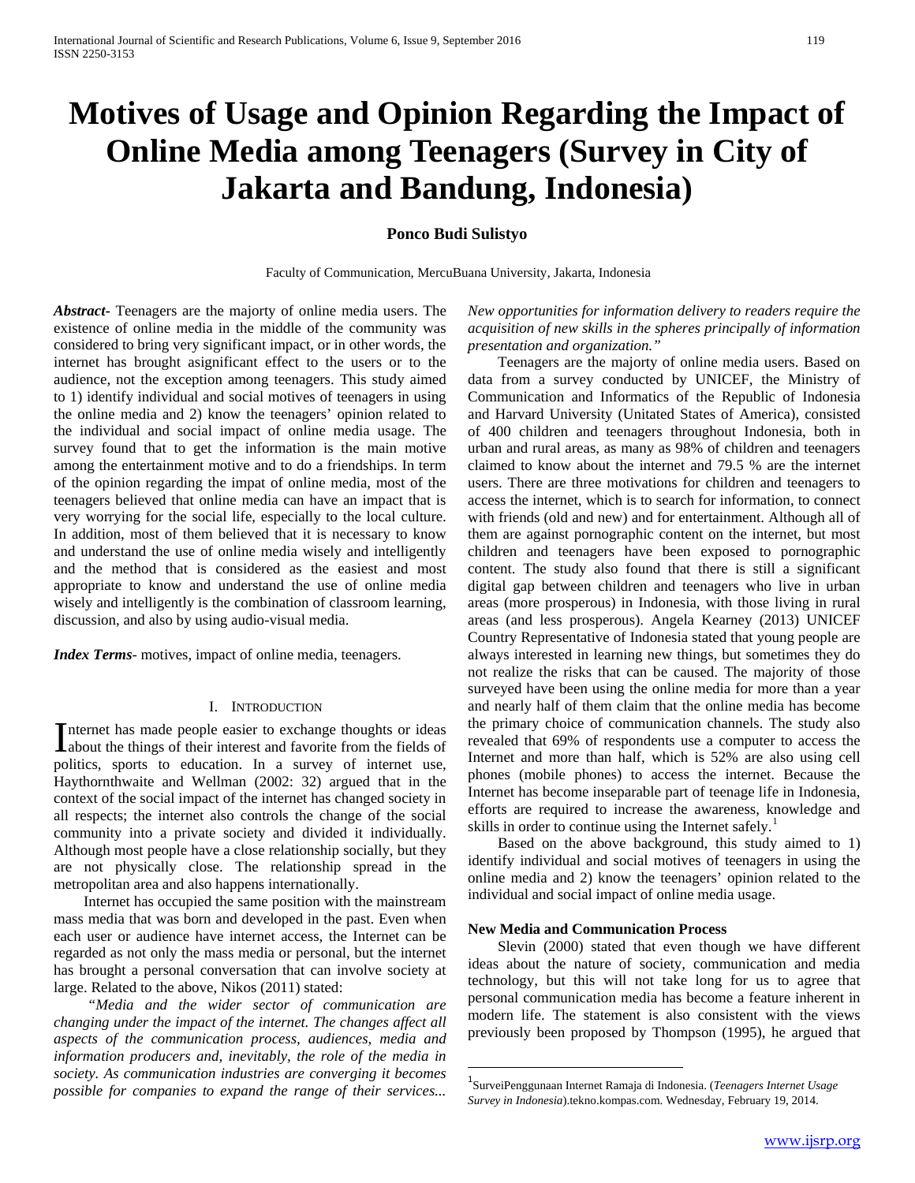# Motives of Usage and Opinion Regarding the Impact of Online Media among Teenagers (Survey in City of Jakarta and Bandung, Indonesia)

**Ponco Budi Sulistyo**

Faculty of Communication, MercuBuana University, Jakarta, Indonesia

***Abstract-*** Teenagers are the majority of online media users. The existence of online media in the middle of the community was considered to bring very significant impact, or in other words, the internet has brought asignificant effect to the users or to the audience, not the exception among teenagers. This study aimed to 1) identify individual and social motives of teenagers in using the online media and 2) know the teenagers' opinion related to the individual and social impact of online media usage. The survey found that to get the information is the main motive among the entertainment motive and to do a friendships. In term of the opinion regarding the impat of online media, most of the teenagers believed that online media can have an impact that is very worrying for the social life, especially to the local culture. In addition, most of them believed that it is necessary to know and understand the use of online media wisely and intelligently and the method that is considered as the easiest and most appropriate to know and understand the use of online media wisely and intelligently is the combination of classroom learning, discussion, and also by using audio-visual media.

***Index Terms*-** motives, impact of online media, teenagers.

## I. Introduction

Internet has made people easier to exchange thoughts or ideas about the things of their interest and favorite from the fields of politics, sports to education. In a survey of internet use, Haythornthwaite and Wellman (2002: 32) argued that in the context of the social impact of the internet has changed society in all respects; the internet also controls the change of the social community into a private society and divided it individually. Although most people have a close relationship socially, but they are not physically close. The relationship spread in the metropolitan area and also happens internationally.

Internet has occupied the same position with the mainstream mass media that was born and developed in the past. Even when each user or audience have internet access, the Internet can be regarded as not only the mass media or personal, but the internet has brought a personal conversation that can involve society at large. Related to the above, Nikos (2011) stated:

*"Media and the wider sector of communication are changing under the impact of the internet. The changes affect all aspects of the communication process, audiences, media and information producers and, inevitably, the role of the media in society. As communication industries are converging it becomes possible for companies to expand the range of their services... New opportunities for information delivery to readers require the acquisition of new skills in the spheres principally of information presentation and organization."*

Teenagers are the majority of online media users. Based on data from a survey conducted by UNICEF, the Ministry of Communication and Informatics of the Republic of Indonesia and Harvard University (Unitated States of America), consisted of 400 children and teenagers throughout Indonesia, both in urban and rural areas, as many as 98% of children and teenagers claimed to know about the internet and 79.5 % are the internet users. There are three motivations for children and teenagers to access the internet, which is to search for information, to connect with friends (old and new) and for entertainment. Although all of them are against pornographic content on the internet, but most children and teenagers have been exposed to pornographic content. The study also found that there is still a significant digital gap between children and teenagers who live in urban areas (more prosperous) in Indonesia, with those living in rural areas (and less prosperous). Angela Kearney (2013) UNICEF Country Representative of Indonesia stated that young people are always interested in learning new things, but sometimes they do not realize the risks that can be caused. The majority of those surveyed have been using the online media for more than a year and nearly half of them claim that the online media has become the primary choice of communication channels. The study also revealed that 69% of respondents use a computer to access the Internet and more than half, which is 52% are also using cell phones (mobile phones) to access the internet. Because the Internet has become inseparable part of teenage life in Indonesia, efforts are required to increase the awareness, knowledge and skills in order to continue using the Internet safely.[1]

Based on the above background, this study aimed to 1) identify individual and social motives of teenagers in using the online media and 2) know the teenagers' opinion related to the individual and social impact of online media usage.

### New Media and Communication Process

Slevin (2000) stated that even though we have different ideas about the nature of society, communication and media technology, but this will not take long for us to agree that personal communication media has become a feature inherent in modern life. The statement is also consistent with the views previously been proposed by Thompson (1995), he argued that

---

[1] SurveiPenggunaan Internet Ramaja di Indonesia. (*Teenagers Internet Usage Survey in Indonesia*).tekno.kompas.com. Wednesday, February 19, 2014.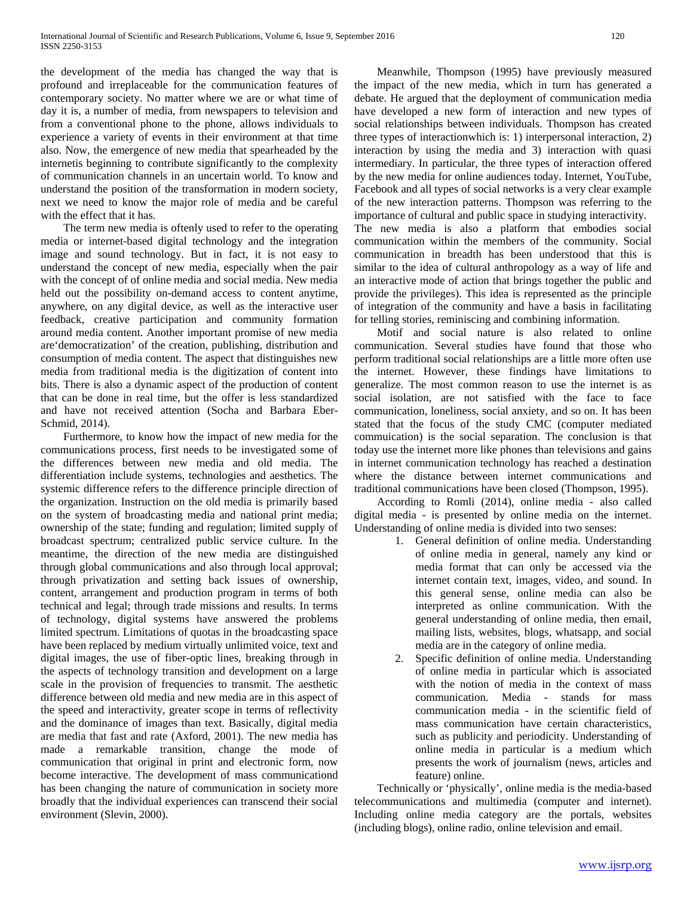the development of the media has changed the way that is profound and irreplaceable for the communication features of contemporary society. No matter where we are or what time of day it is, a number of media, from newspapers to television and from a conventional phone to the phone, allows individuals to experience a variety of events in their environment at that time also. Now, the emergence of new media that spearheaded by the internetis beginning to contribute significantly to the complexity of communication channels in an uncertain world. To know and understand the position of the transformation in modern society, next we need to know the major role of media and be careful with the effect that it has.

The term new media is oftenly used to refer to the operating media or internet-based digital technology and the integration image and sound technology. But in fact, it is not easy to understand the concept of new media, especially when the pair with the concept of of online media and social media. New media held out the possibility on-demand access to content anytime, anywhere, on any digital device, as well as the interactive user feedback, creative participation and community formation around media content. Another important promise of new media are'democratization' of the creation, publishing, distribution and consumption of media content. The aspect that distinguishes new media from traditional media is the digitization of content into bits. There is also a dynamic aspect of the production of content that can be done in real time, but the offer is less standardized and have not received attention (Socha and Barbara Eber-Schmid, 2014).

Furthermore, to know how the impact of new media for the communications process, first needs to be investigated some of the differences between new media and old media. The differentiation include systems, technologies and aesthetics. The systemic difference refers to the difference principle direction of the organization. Instruction on the old media is primarily based on the system of broadcasting media and national print media; ownership of the state; funding and regulation; limited supply of broadcast spectrum; centralized public service culture. In the meantime, the direction of the new media are distinguished through global communications and also through local approval; through privatization and setting back issues of ownership, content, arrangement and production program in terms of both technical and legal; through trade missions and results. In terms of technology, digital systems have answered the problems limited spectrum. Limitations of quotas in the broadcasting space have been replaced by medium virtually unlimited voice, text and digital images, the use of fiber-optic lines, breaking through in the aspects of technology transition and development on a large scale in the provision of frequencies to transmit. The aesthetic difference between old media and new media are in this aspect of the speed and interactivity, greater scope in terms of reflectivity and the dominance of images than text. Basically, digital media are media that fast and rate (Axford, 2001). The new media has made a remarkable transition, change the mode of communication that original in print and electronic form, now become interactive. The development of mass communicationd has been changing the nature of communication in society more broadly that the individual experiences can transcend their social environment (Slevin, 2000).

Meanwhile, Thompson (1995) have previously measured the impact of the new media, which in turn has generated a debate. He argued that the deployment of communication media have developed a new form of interaction and new types of social relationships between individuals. Thompson has created three types of interactionwhich is: 1) interpersonal interaction, 2) interaction by using the media and 3) interaction with quasi intermediary. In particular, the three types of interaction offered by the new media for online audiences today. Internet, YouTube, Facebook and all types of social networks is a very clear example of the new interaction patterns. Thompson was referring to the importance of cultural and public space in studying interactivity.
The new media is also a platform that embodies social communication within the members of the community. Social communication in breadth has been understood that this is similar to the idea of cultural anthropology as a way of life and an interactive mode of action that brings together the public and provide the privileges). This idea is represented as the principle of integration of the community and have a basis in facilitating for telling stories, reminiscing and combining information.

Motif and social nature is also related to online communication. Several studies have found that those who perform traditional social relationships are a little more often use the internet. However, these findings have limitations to generalize. The most common reason to use the internet is as social isolation, are not satisfied with the face to face communication, loneliness, social anxiety, and so on. It has been stated that the focus of the study CMC (computer mediated commuication) is the social separation. The conclusion is that today use the internet more like phones than televisions and gains in internet communication technology has reached a destination where the distance between internet communications and traditional communications have been closed (Thompson, 1995).

According to Romli (2014), online media - also called digital media - is presented by online media on the internet. Understanding of online media is divided into two senses:

1. General definition of online media. Understanding of online media in general, namely any kind or media format that can only be accessed via the internet contain text, images, video, and sound. In this general sense, online media can also be interpreted as online communication. With the general understanding of online media, then email, mailing lists, websites, blogs, whatsapp, and social media are in the category of online media.
2. Specific definition of online media. Understanding of online media in particular which is associated with the notion of media in the context of mass communication. Media - stands for mass communication media - in the scientific field of mass communication have certain characteristics, such as publicity and periodicity. Understanding of online media in particular is a medium which presents the work of journalism (news, articles and feature) online.

Technically or 'physically', online media is the media-based telecommunications and multimedia (computer and internet). Including online media category are the portals, websites (including blogs), online radio, online television and email.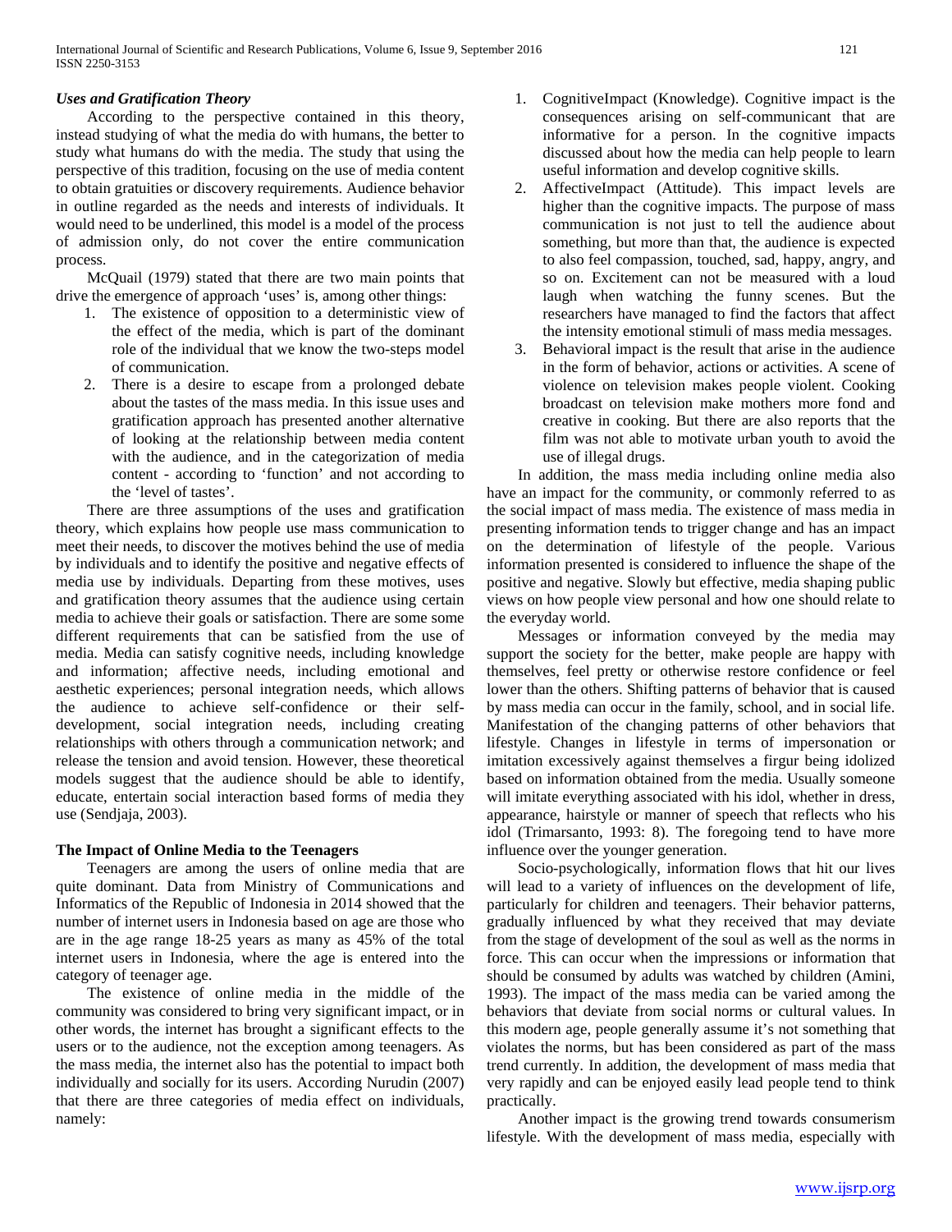### *Uses and Gratification Theory*

According to the perspective contained in this theory, instead studying of what the media do with humans, the better to study what humans do with the media. The study that using the perspective of this tradition, focusing on the use of media content to obtain gratuities or discovery requirements. Audience behavior in outline regarded as the needs and interests of individuals. It would need to be underlined, this model is a model of the process of admission only, do not cover the entire communication process.

McQuail (1979) stated that there are two main points that drive the emergence of approach 'uses' is, among other things:

1. The existence of opposition to a deterministic view of the effect of the media, which is part of the dominant role of the individual that we know the two-steps model of communication.
2. There is a desire to escape from a prolonged debate about the tastes of the mass media. In this issue uses and gratification approach has presented another alternative of looking at the relationship between media content with the audience, and in the categorization of media content - according to 'function' and not according to the 'level of tastes'.

There are three assumptions of the uses and gratification theory, which explains how people use mass communication to meet their needs, to discover the motives behind the use of media by individuals and to identify the positive and negative effects of media use by individuals. Departing from these motives, uses and gratification theory assumes that the audience using certain media to achieve their goals or satisfaction. There are some some different requirements that can be satisfied from the use of media. Media can satisfy cognitive needs, including knowledge and information; affective needs, including emotional and aesthetic experiences; personal integration needs, which allows the audience to achieve self-confidence or their self-development, social integration needs, including creating relationships with others through a communication network; and release the tension and avoid tension. However, these theoretical models suggest that the audience should be able to identify, educate, entertain social interaction based forms of media they use (Sendjaja, 2003).

### **The Impact of Online Media to the Teenagers**

Teenagers are among the users of online media that are quite dominant. Data from Ministry of Communications and Informatics of the Republic of Indonesia in 2014 showed that the number of internet users in Indonesia based on age are those who are in the age range 18-25 years as many as 45% of the total internet users in Indonesia, where the age is entered into the category of teenager age.

The existence of online media in the middle of the community was considered to bring very significant impact, or in other words, the internet has brought a significant effects to the users or to the audience, not the exception among teenagers. As the mass media, the internet also has the potential to impact both individually and socially for its users. According Nurudin (2007) that there are three categories of media effect on individuals, namely:

1. CognitiveImpact (Knowledge). Cognitive impact is the consequences arising on self-communicant that are informative for a person. In the cognitive impacts discussed about how the media can help people to learn useful information and develop cognitive skills.
2. AffectiveImpact (Attitude). This impact levels are higher than the cognitive impacts. The purpose of mass communication is not just to tell the audience about something, but more than that, the audience is expected to also feel compassion, touched, sad, happy, angry, and so on. Excitement can not be measured with a loud laugh when watching the funny scenes. But the researchers have managed to find the factors that affect the intensity emotional stimuli of mass media messages.
3. Behavioral impact is the result that arise in the audience in the form of behavior, actions or activities. A scene of violence on television makes people violent. Cooking broadcast on television make mothers more fond and creative in cooking. But there are also reports that the film was not able to motivate urban youth to avoid the use of illegal drugs.

In addition, the mass media including online media also have an impact for the community, or commonly referred to as the social impact of mass media. The existence of mass media in presenting information tends to trigger change and has an impact on the determination of lifestyle of the people. Various information presented is considered to influence the shape of the positive and negative. Slowly but effective, media shaping public views on how people view personal and how one should relate to the everyday world.

Messages or information conveyed by the media may support the society for the better, make people are happy with themselves, feel pretty or otherwise restore confidence or feel lower than the others. Shifting patterns of behavior that is caused by mass media can occur in the family, school, and in social life. Manifestation of the changing patterns of other behaviors that lifestyle. Changes in lifestyle in terms of impersonation or imitation excessively against themselves a firgur being idolized based on information obtained from the media. Usually someone will imitate everything associated with his idol, whether in dress, appearance, hairstyle or manner of speech that reflects who his idol (Trimarsanto, 1993: 8). The foregoing tend to have more influence over the younger generation.

Socio-psychologically, information flows that hit our lives will lead to a variety of influences on the development of life, particularly for children and teenagers. Their behavior patterns, gradually influenced by what they received that may deviate from the stage of development of the soul as well as the norms in force. This can occur when the impressions or information that should be consumed by adults was watched by children (Amini, 1993). The impact of the mass media can be varied among the behaviors that deviate from social norms or cultural values. In this modern age, people generally assume it's not something that violates the norms, but has been considered as part of the mass trend currently. In addition, the development of mass media that very rapidly and can be enjoyed easily lead people tend to think practically.

Another impact is the growing trend towards consumerism lifestyle. With the development of mass media, especially with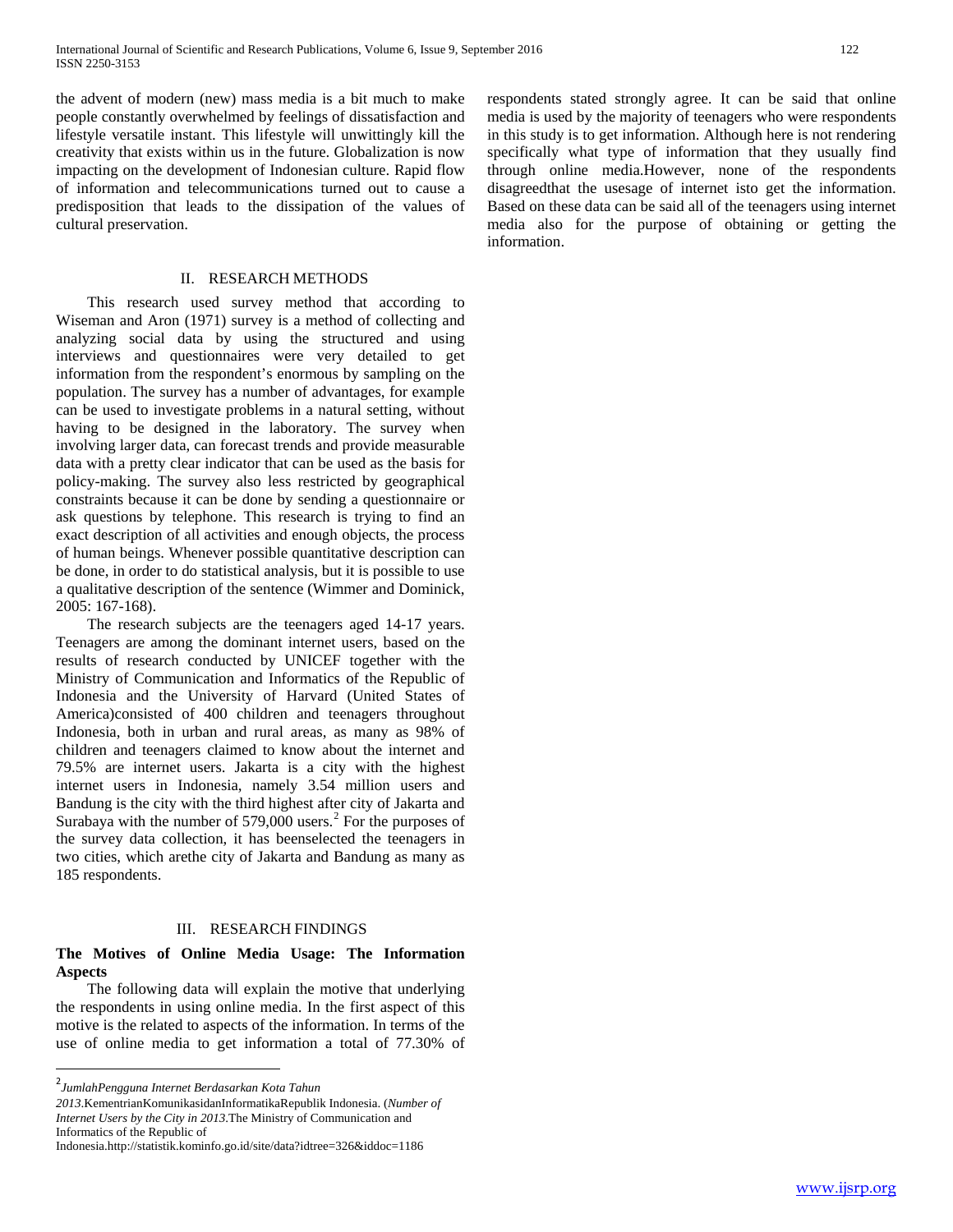the advent of modern (new) mass media is a bit much to make people constantly overwhelmed by feelings of dissatisfaction and lifestyle versatile instant. This lifestyle will unwittingly kill the creativity that exists within us in the future. Globalization is now impacting on the development of Indonesian culture. Rapid flow of information and telecommunications turned out to cause a predisposition that leads to the dissipation of the values of cultural preservation.

## II. RESEARCH METHODS

This research used survey method that according to Wiseman and Aron (1971) survey is a method of collecting and analyzing social data by using the structured and using interviews and questionnaires were very detailed to get information from the respondent's enormous by sampling on the population. The survey has a number of advantages, for example can be used to investigate problems in a natural setting, without having to be designed in the laboratory. The survey when involving larger data, can forecast trends and provide measurable data with a pretty clear indicator that can be used as the basis for policy-making. The survey also less restricted by geographical constraints because it can be done by sending a questionnaire or ask questions by telephone. This research is trying to find an exact description of all activities and enough objects, the process of human beings. Whenever possible quantitative description can be done, in order to do statistical analysis, but it is possible to use a qualitative description of the sentence (Wimmer and Dominick, 2005: 167-168).

The research subjects are the teenagers aged 14-17 years. Teenagers are among the dominant internet users, based on the results of research conducted by UNICEF together with the Ministry of Communication and Informatics of the Republic of Indonesia and the University of Harvard (United States of America)consisted of 400 children and teenagers throughout Indonesia, both in urban and rural areas, as many as 98% of children and teenagers claimed to know about the internet and 79.5% are internet users. Jakarta is a city with the highest internet users in Indonesia, namely 3.54 million users and Bandung is the city with the third highest after city of Jakarta and Surabaya with the number of 579,000 users.[2] For the purposes of the survey data collection, it has beenselected the teenagers in two cities, which arethe city of Jakarta and Bandung as many as 185 respondents.

## III. RESEARCH FINDINGS

### The Motives of Online Media Usage: The Information Aspects

The following data will explain the motive that underlying the respondents in using online media. In the first aspect of this motive is the related to aspects of the information. In terms of the use of online media to get information a total of 77.30% of respondents stated strongly agree. It can be said that online media is used by the majority of teenagers who were respondents in this study is to get information. Although here is not rendering specifically what type of information that they usually find through online media.However, none of the respondents disagreedthat the usesage of internet isto get the information. Based on these data can be said all of the teenagers using internet media also for the purpose of obtaining or getting the information.

---

[2] *JumlahPengguna Internet Berdasarkan Kota Tahun 2013*.KementrianKomunikasidanInformatikaRepublik Indonesia. (*Number of Internet Users by the City in 2013*.The Ministry of Communication and Informatics of the Republic of Indonesia.http://statistik.kominfo.go.id/site/data?idtree=326&iddoc=1186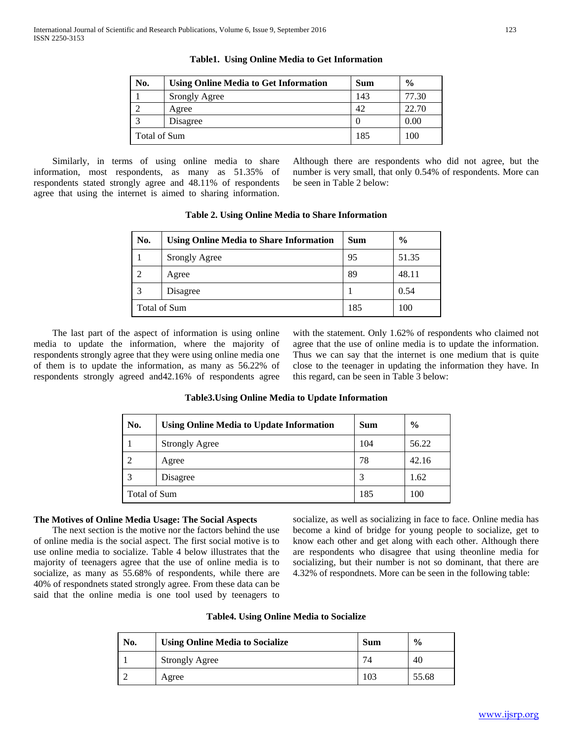**Table1. Using Online Media to Get Information**

| No. | Using Online Media to Get Information | Sum | % |
|---|---|---|---|
| 1 | Srongly Agree | 143 | 77.30 |
| 2 | Agree | 42 | 22.70 |
| 3 | Disagree | 0 | 0.00 |
| Total of Sum | | 185 | 100 |

Similarly, in terms of using online media to share information, most respondents, as many as 51.35% of respondents stated strongly agree and 48.11% of respondents agree that using the internet is aimed to sharing information. Although there are respondents who did not agree, but the number is very small, that only 0.54% of respondents. More can be seen in Table 2 below:

**Table 2. Using Online Media to Share Information**

| No. | Using Online Media to Share Information | Sum | % |
|---|---|---|---|
| 1 | Srongly Agree | 95 | 51.35 |
| 2 | Agree | 89 | 48.11 |
| 3 | Disagree | 1 | 0.54 |
| Total of Sum | | 185 | 100 |

The last part of the aspect of information is using online media to update the information, where the majority of respondents strongly agree that they were using online media one of them is to update the information, as many as 56.22% of respondents strongly agreed and42.16% of respondents agree with the statement. Only 1.62% of respondents who claimed not agree that the use of online media is to update the information. Thus we can say that the internet is one medium that is quite close to the teenager in updating the information they have. In this regard, can be seen in Table 3 below:

**Table3.Using Online Media to Update Information**

| No. | Using Online Media to Update Information | Sum | % |
|---|---|---|---|
| 1 | Strongly Agree | 104 | 56.22 |
| 2 | Agree | 78 | 42.16 |
| 3 | Disagree | 3 | 1.62 |
| Total of Sum | | 185 | 100 |

**The Motives of Online Media Usage: The Social Aspects**

The next section is the motive nor the factors behind the use of online media is the social aspect. The first social motive is to use online media to socialize. Table 4 below illustrates that the majority of teenagers agree that the use of online media is to socialize, as many as 55.68% of respondents, while there are 40% of respondnets stated strongly agree. From these data can be said that the online media is one tool used by teenagers to socialize, as well as socializing in face to face. Online media has become a kind of bridge for young people to socialize, get to know each other and get along with each other. Although there are respondents who disagree that using theonline media for socializing, but their number is not so dominant, that there are 4.32% of respondnets. More can be seen in the following table:

**Table4. Using Online Media to Socialize**

| No. | Using Online Media to Socialize | Sum | % |
|---|---|---|---|
| 1 | Strongly Agree | 74 | 40 |
| 2 | Agree | 103 | 55.68 |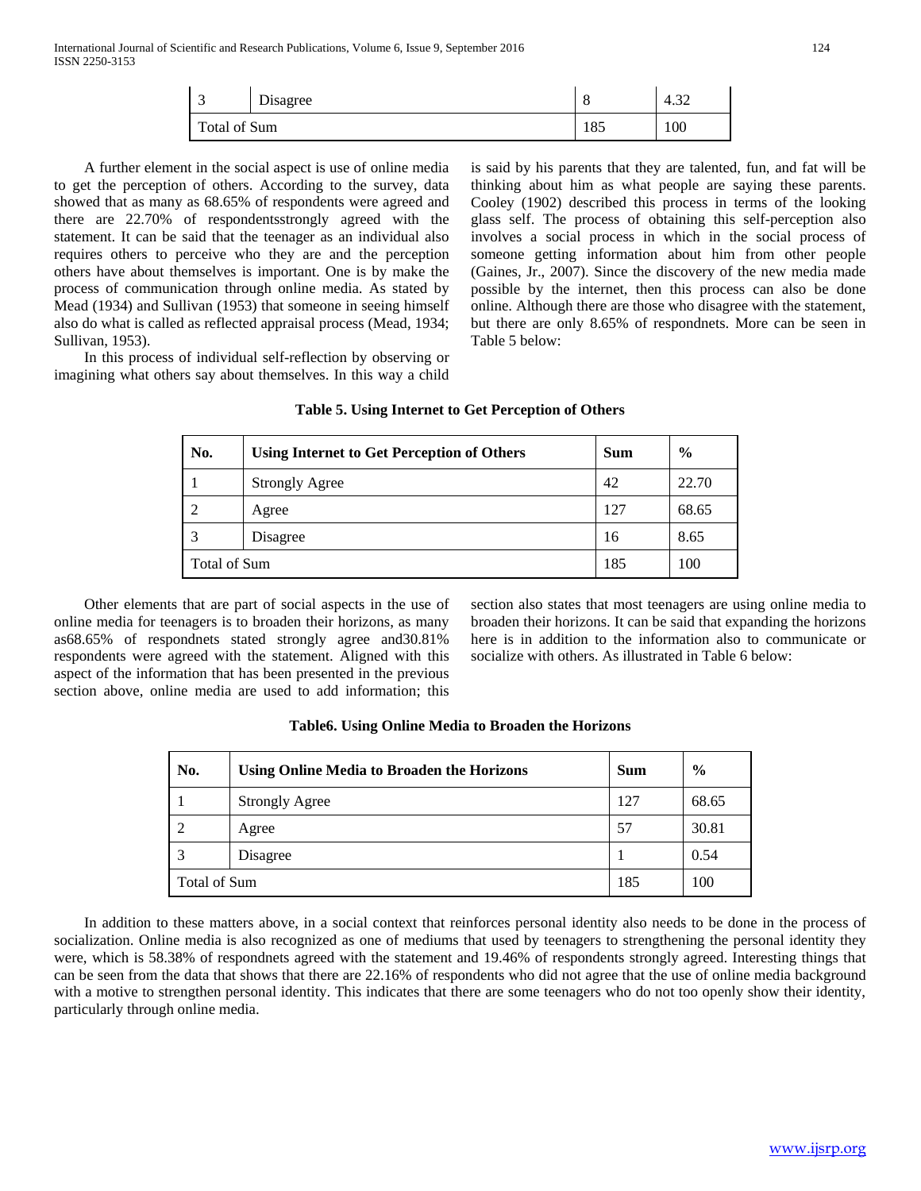| 3 | Disagree | 8 | 4.32 |
|---|---|---|---|
| Total of Sum | | 185 | 100 |

A further element in the social aspect is use of online media to get the perception of others. According to the survey, data showed that as many as 68.65% of respondents were agreed and there are 22.70% of respondentsstrongly agreed with the statement. It can be said that the teenager as an individual also requires others to perceive who they are and the perception others have about themselves is important. One is by make the process of communication through online media. As stated by Mead (1934) and Sullivan (1953) that someone in seeing himself also do what is called as reflected appraisal process (Mead, 1934; Sullivan, 1953).

In this process of individual self-reflection by observing or imagining what others say about themselves. In this way a child is said by his parents that they are talented, fun, and fat will be thinking about him as what people are saying these parents. Cooley (1902) described this process in terms of the looking glass self. The process of obtaining this self-perception also involves a social process in which in the social process of someone getting information about him from other people (Gaines, Jr., 2007). Since the discovery of the new media made possible by the internet, then this process can also be done online. Although there are those who disagree with the statement, but there are only 8.65% of respondnets. More can be seen in Table 5 below:

**Table 5. Using Internet to Get Perception of Others**

| No. | Using Internet to Get Perception of Others | Sum | % |
|---|---|---|---|
| 1 | Strongly Agree | 42 | 22.70 |
| 2 | Agree | 127 | 68.65 |
| 3 | Disagree | 16 | 8.65 |
| Total of Sum | | 185 | 100 |

Other elements that are part of social aspects in the use of online media for teenagers is to broaden their horizons, as many as68.65% of respondnets stated strongly agree and30.81% respondents were agreed with the statement. Aligned with this aspect of the information that has been presented in the previous section above, online media are used to add information; this section also states that most teenagers are using online media to broaden their horizons. It can be said that expanding the horizons here is in addition to the information also to communicate or socialize with others. As illustrated in Table 6 below:

**Table6. Using Online Media to Broaden the Horizons**

| No. | Using Online Media to Broaden the Horizons | Sum | % |
|---|---|---|---|
| 1 | Strongly Agree | 127 | 68.65 |
| 2 | Agree | 57 | 30.81 |
| 3 | Disagree | 1 | 0.54 |
| Total of Sum | | 185 | 100 |

In addition to these matters above, in a social context that reinforces personal identity also needs to be done in the process of socialization. Online media is also recognized as one of mediums that used by teenagers to strengthening the personal identity they were, which is 58.38% of respondnets agreed with the statement and 19.46% of respondents strongly agreed. Interesting things that can be seen from the data that shows that there are 22.16% of respondents who did not agree that the use of online media background with a motive to strengthen personal identity. This indicates that there are some teenagers who do not too openly show their identity, particularly through online media.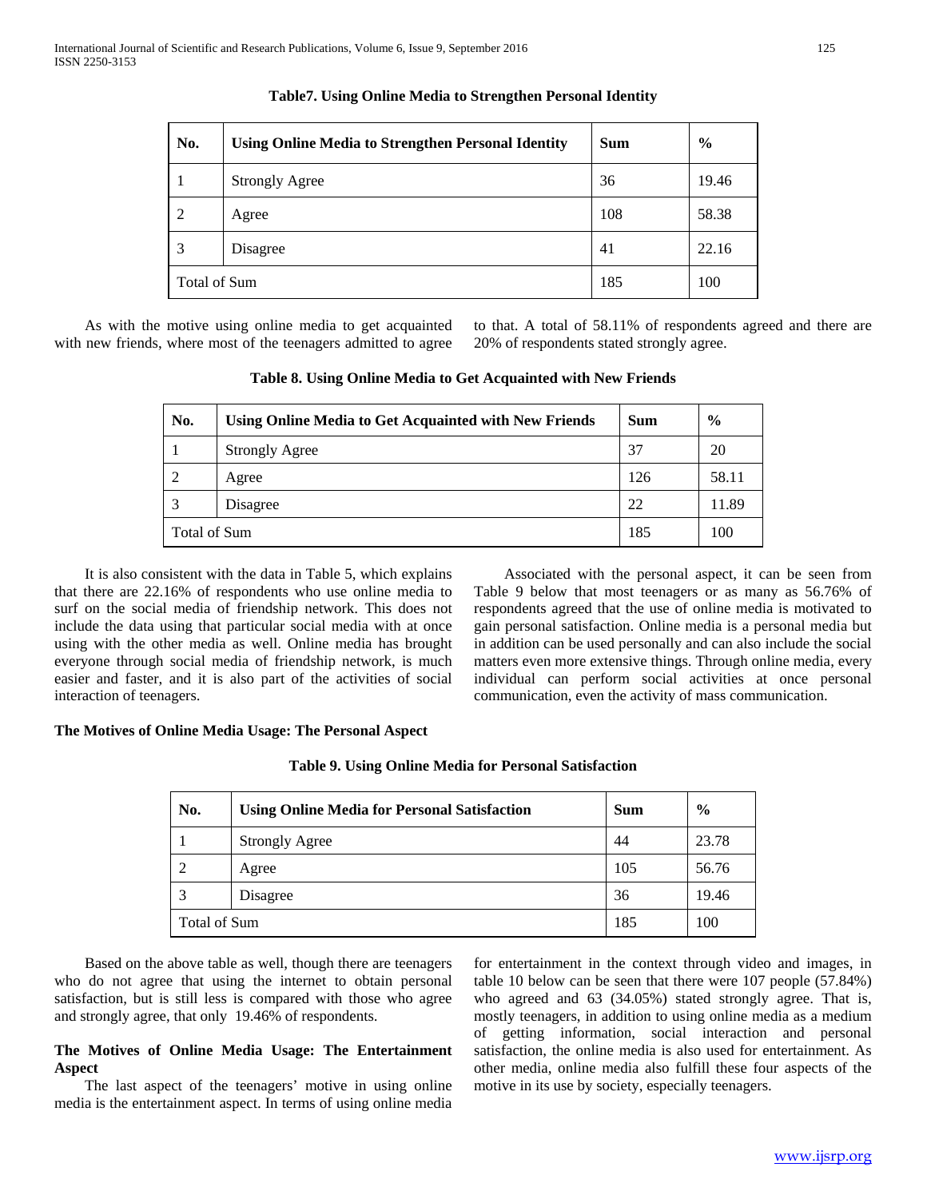**Table7. Using Online Media to Strengthen Personal Identity**

| No. | Using Online Media to Strengthen Personal Identity | Sum | % |
|---|---|---|---|
| 1 | Strongly Agree | 36 | 19.46 |
| 2 | Agree | 108 | 58.38 |
| 3 | Disagree | 41 | 22.16 |
| Total of Sum | | 185 | 100 |

As with the motive using online media to get acquainted with new friends, where most of the teenagers admitted to agree to that. A total of 58.11% of respondents agreed and there are 20% of respondents stated strongly agree.

**Table 8. Using Online Media to Get Acquainted with New Friends**

| No. | Using Online Media to Get Acquainted with New Friends | Sum | % |
|---|---|---|---|
| 1 | Strongly Agree | 37 | 20 |
| 2 | Agree | 126 | 58.11 |
| 3 | Disagree | 22 | 11.89 |
| Total of Sum | | 185 | 100 |

It is also consistent with the data in Table 5, which explains that there are 22.16% of respondents who use online media to surf on the social media of friendship network. This does not include the data using that particular social media with at once using with the other media as well. Online media has brought everyone through social media of friendship network, is much easier and faster, and it is also part of the activities of social interaction of teenagers.

Associated with the personal aspect, it can be seen from Table 9 below that most teenagers or as many as 56.76% of respondents agreed that the use of online media is motivated to gain personal satisfaction. Online media is a personal media but in addition can be used personally and can also include the social matters even more extensive things. Through online media, every individual can perform social activities at once personal communication, even the activity of mass communication.

**The Motives of Online Media Usage: The Personal Aspect**

**Table 9. Using Online Media for Personal Satisfaction**

| No. | Using Online Media for Personal Satisfaction | Sum | % |
|---|---|---|---|
| 1 | Strongly Agree | 44 | 23.78 |
| 2 | Agree | 105 | 56.76 |
| 3 | Disagree | 36 | 19.46 |
| Total of Sum | | 185 | 100 |

Based on the above table as well, though there are teenagers who do not agree that using the internet to obtain personal satisfaction, but is still less is compared with those who agree and strongly agree, that only 19.46% of respondents.

**The Motives of Online Media Usage: The Entertainment Aspect**

The last aspect of the teenagers' motive in using online media is the entertainment aspect. In terms of using online media for entertainment in the context through video and images, in table 10 below can be seen that there were 107 people (57.84%) who agreed and 63 (34.05%) stated strongly agree. That is, mostly teenagers, in addition to using online media as a medium of getting information, social interaction and personal satisfaction, the online media is also used for entertainment. As other media, online media also fulfill these four aspects of the motive in its use by society, especially teenagers.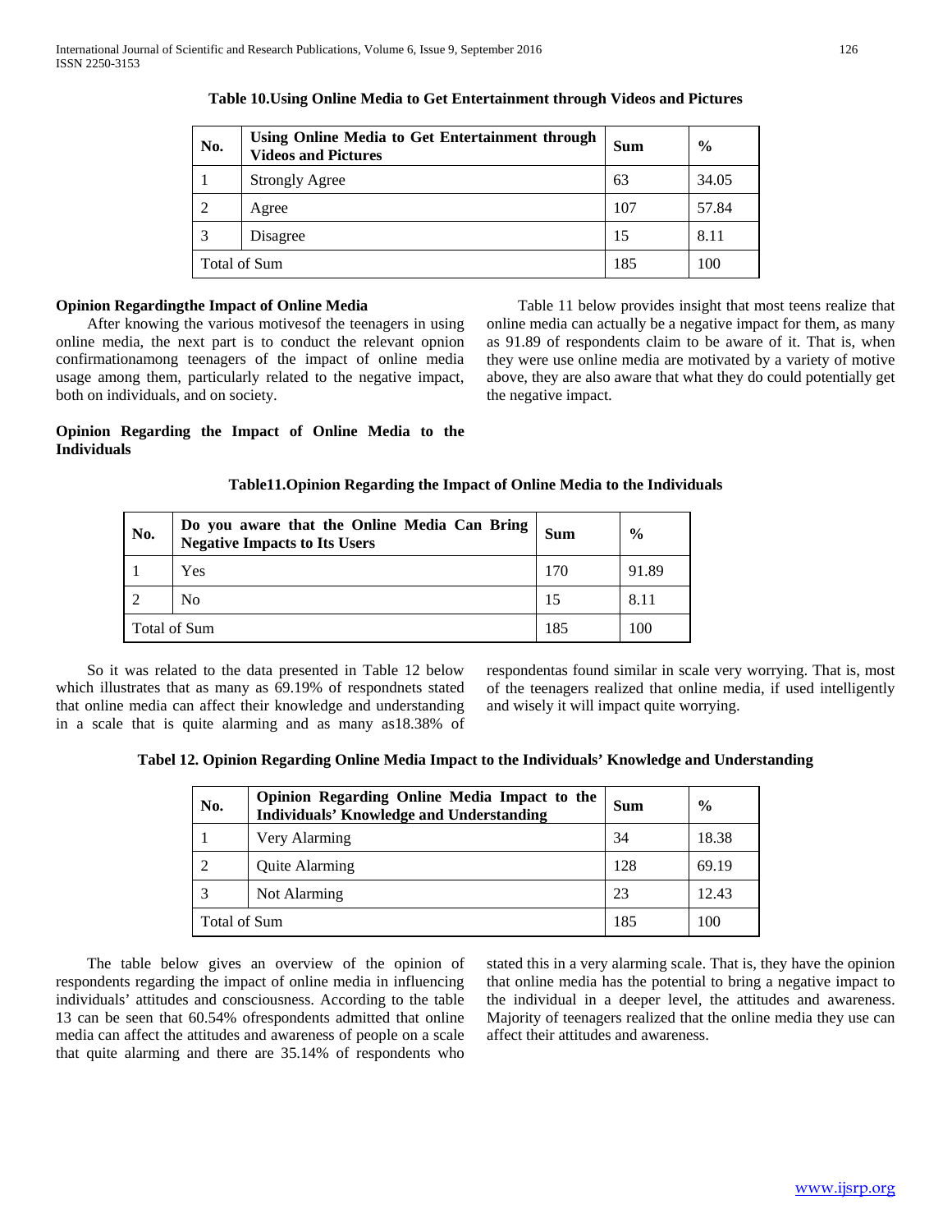**Table 10.Using Online Media to Get Entertainment through Videos and Pictures**

| No. | Using Online Media to Get Entertainment through Videos and Pictures | Sum | % |
|---|---|---|---|
| 1 | Strongly Agree | 63 | 34.05 |
| 2 | Agree | 107 | 57.84 |
| 3 | Disagree | 15 | 8.11 |
| Total of Sum | | 185 | 100 |

**Opinion Regardingthe Impact of Online Media**

After knowing the various motivesof the teenagers in using online media, the next part is to conduct the relevant opnion confirmationamong teenagers of the impact of online media usage among them, particularly related to the negative impact, both on individuals, and on society.

**Opinion Regarding the Impact of Online Media to the Individuals**

Table 11 below provides insight that most teens realize that online media can actually be a negative impact for them, as many as 91.89 of respondents claim to be aware of it. That is, when they were use online media are motivated by a variety of motive above, they are also aware that what they do could potentially get the negative impact.

**Table11.Opinion Regarding the Impact of Online Media to the Individuals**

| No. | Do you aware that the Online Media Can Bring Negative Impacts to Its Users | Sum | % |
|---|---|---|---|
| 1 | Yes | 170 | 91.89 |
| 2 | No | 15 | 8.11 |
| Total of Sum | | 185 | 100 |

So it was related to the data presented in Table 12 below which illustrates that as many as 69.19% of respondnets stated that online media can affect their knowledge and understanding in a scale that is quite alarming and as many as18.38% of respondentas found similar in scale very worrying. That is, most of the teenagers realized that online media, if used intelligently and wisely it will impact quite worrying.

**Tabel 12. Opinion Regarding Online Media Impact to the Individuals' Knowledge and Understanding**

| No. | Opinion Regarding Online Media Impact to the Individuals' Knowledge and Understanding | Sum | % |
|---|---|---|---|
| 1 | Very Alarming | 34 | 18.38 |
| 2 | Quite Alarming | 128 | 69.19 |
| 3 | Not Alarming | 23 | 12.43 |
| Total of Sum | | 185 | 100 |

The table below gives an overview of the opinion of respondents regarding the impact of online media in influencing individuals' attitudes and consciousness. According to the table 13 can be seen that 60.54% ofrespondents admitted that online media can affect the attitudes and awareness of people on a scale that quite alarming and there are 35.14% of respondents who stated this in a very alarming scale. That is, they have the opinion that online media has the potential to bring a negative impact to the individual in a deeper level, the attitudes and awareness. Majority of teenagers realized that the online media they use can affect their attitudes and awareness.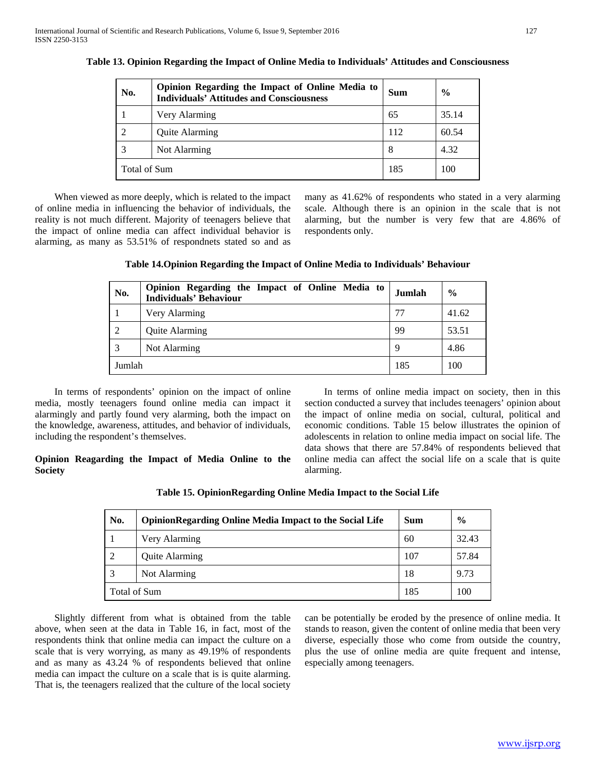**Table 13. Opinion Regarding the Impact of Online Media to Individuals' Attitudes and Consciousness**

| No. | Opinion Regarding the Impact of Online Media to Individuals' Attitudes and Consciousness | Sum | % |
|---|---|---|---|
| 1 | Very Alarming | 65 | 35.14 |
| 2 | Quite Alarming | 112 | 60.54 |
| 3 | Not Alarming | 8 | 4.32 |
| Total of Sum | | 185 | 100 |

When viewed as more deeply, which is related to the impact of online media in influencing the behavior of individuals, the reality is not much different. Majority of teenagers believe that the impact of online media can affect individual behavior is alarming, as many as 53.51% of respondnets stated so and as many as 41.62% of respondents who stated in a very alarming scale. Although there is an opinion in the scale that is not alarming, but the number is very few that are 4.86% of respondents only.

**Table 14.Opinion Regarding the Impact of Online Media to Individuals' Behaviour**

| No. | Opinion Regarding the Impact of Online Media to Individuals' Behaviour | Jumlah | % |
|---|---|---|---|
| 1 | Very Alarming | 77 | 41.62 |
| 2 | Quite Alarming | 99 | 53.51 |
| 3 | Not Alarming | 9 | 4.86 |
| Jumlah | | 185 | 100 |

In terms of respondents' opinion on the impact of online media, mostly teenagers found online media can impact it alarmingly and partly found very alarming, both the impact on the knowledge, awareness, attitudes, and behavior of individuals, including the respondent's themselves.

**Opinion Reagarding the Impact of Media Online to the Society**

In terms of online media impact on society, then in this section conducted a survey that includes teenagers' opinion about the impact of online media on social, cultural, political and economic conditions. Table 15 below illustrates the opinion of adolescents in relation to online media impact on social life. The data shows that there are 57.84% of respondents believed that online media can affect the social life on a scale that is quite alarming.

**Table 15. OpinionRegarding Online Media Impact to the Social Life**

| No. | OpinionRegarding Online Media Impact to the Social Life | Sum | % |
|---|---|---|---|
| 1 | Very Alarming | 60 | 32.43 |
| 2 | Quite Alarming | 107 | 57.84 |
| 3 | Not Alarming | 18 | 9.73 |
| Total of Sum | | 185 | 100 |

Slightly different from what is obtained from the table above, when seen at the data in Table 16, in fact, most of the respondents think that online media can impact the culture on a scale that is very worrying, as many as 49.19% of respondents and as many as 43.24 % of respondents believed that online media can impact the culture on a scale that is is quite alarming. That is, the teenagers realized that the culture of the local society can be potentially be eroded by the presence of online media. It stands to reason, given the content of online media that been very diverse, especially those who come from outside the country, plus the use of online media are quite frequent and intense, especially among teenagers.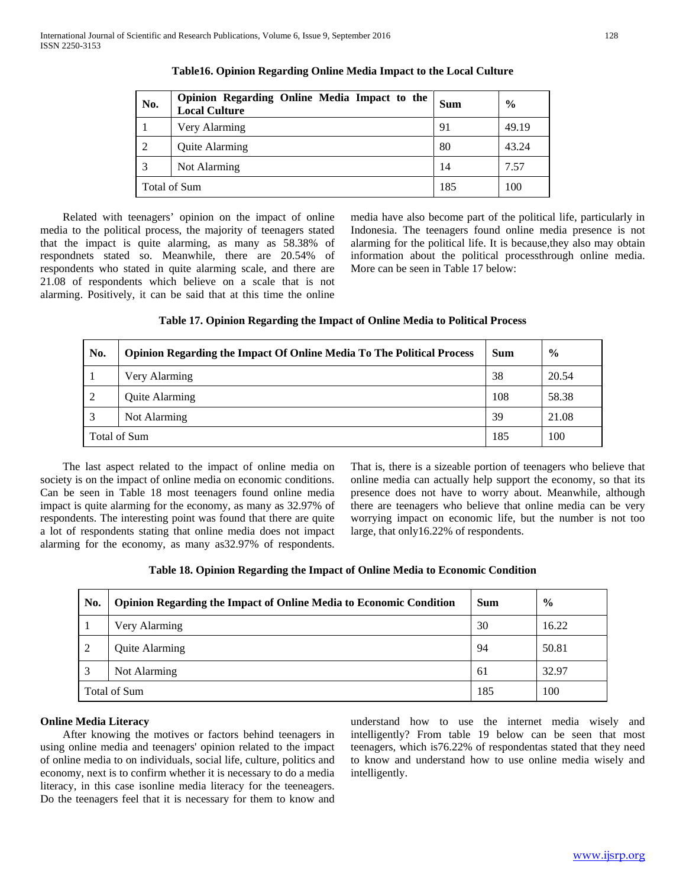**Table16. Opinion Regarding Online Media Impact to the Local Culture**

| No. | Opinion Regarding Online Media Impact to the Local Culture | Sum | % |
|---|---|---|---|
| 1 | Very Alarming | 91 | 49.19 |
| 2 | Quite Alarming | 80 | 43.24 |
| 3 | Not Alarming | 14 | 7.57 |
| Total of Sum | | 185 | 100 |

Related with teenagers' opinion on the impact of online media to the political process, the majority of teenagers stated that the impact is quite alarming, as many as 58.38% of respondnets stated so. Meanwhile, there are 20.54% of respondents who stated in quite alarming scale, and there are 21.08 of respondents which believe on a scale that is not alarming. Positively, it can be said that at this time the online media have also become part of the political life, particularly in Indonesia. The teenagers found online media presence is not alarming for the political life. It is because,they also may obtain information about the political processthrough online media. More can be seen in Table 17 below:

**Table 17. Opinion Regarding the Impact of Online Media to Political Process**

| No. | Opinion Regarding the Impact Of Online Media To The Political Process | Sum | % |
|---|---|---|---|
| 1 | Very Alarming | 38 | 20.54 |
| 2 | Quite Alarming | 108 | 58.38 |
| 3 | Not Alarming | 39 | 21.08 |
| Total of Sum | | 185 | 100 |

The last aspect related to the impact of online media on society is on the impact of online media on economic conditions. Can be seen in Table 18 most teenagers found online media impact is quite alarming for the economy, as many as 32.97% of respondents. The interesting point was found that there are quite a lot of respondents stating that online media does not impact alarming for the economy, as many as32.97% of respondents. That is, there is a sizeable portion of teenagers who believe that online media can actually help support the economy, so that its presence does not have to worry about. Meanwhile, although there are teenagers who believe that online media can be very worrying impact on economic life, but the number is not too large, that only16.22% of respondents.

**Table 18. Opinion Regarding the Impact of Online Media to Economic Condition**

| No. | Opinion Regarding the Impact of Online Media to Economic Condition | Sum | % |
|---|---|---|---|
| 1 | Very Alarming | 30 | 16.22 |
| 2 | Quite Alarming | 94 | 50.81 |
| 3 | Not Alarming | 61 | 32.97 |
| Total of Sum | | 185 | 100 |

**Online Media Literacy**

After knowing the motives or factors behind teenagers in using online media and teenagers' opinion related to the impact of online media to on individuals, social life, culture, politics and economy, next is to confirm whether it is necessary to do a media literacy, in this case isonline media literacy for the teeneagers. Do the teenagers feel that it is necessary for them to know and understand how to use the internet media wisely and intelligently? From table 19 below can be seen that most teenagers, which is76.22% of respondentas stated that they need to know and understand how to use online media wisely and intelligently.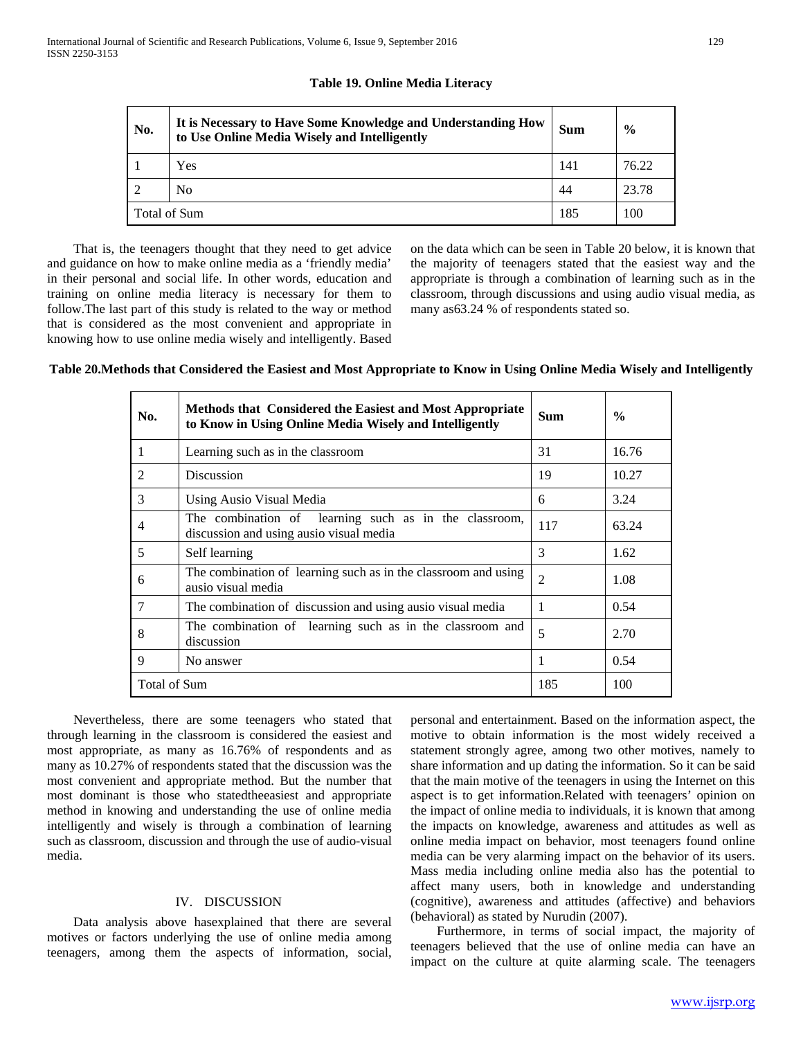**Table 19. Online Media Literacy**

| No. | It is Necessary to Have Some Knowledge and Understanding How to Use Online Media Wisely and Intelligently | Sum | % |
|---|---|---|---|
| 1 | Yes | 141 | 76.22 |
| 2 | No | 44 | 23.78 |
| Total of Sum | | 185 | 100 |

That is, the teenagers thought that they need to get advice and guidance on how to make online media as a 'friendly media' in their personal and social life. In other words, education and training on online media literacy is necessary for them to follow.The last part of this study is related to the way or method that is considered as the most convenient and appropriate in knowing how to use online media wisely and intelligently. Based on the data which can be seen in Table 20 below, it is known that the majority of teenagers stated that the easiest way and the appropriate is through a combination of learning such as in the classroom, through discussions and using audio visual media, as many as63.24 % of respondents stated so.

**Table 20.Methods that Considered the Easiest and Most Appropriate to Know in Using Online Media Wisely and Intelligently**

| No. | Methods that Considered the Easiest and Most Appropriate to Know in Using Online Media Wisely and Intelligently | Sum | % |
|---|---|---|---|
| 1 | Learning such as in the classroom | 31 | 16.76 |
| 2 | Discussion | 19 | 10.27 |
| 3 | Using Ausio Visual Media | 6 | 3.24 |
| 4 | The combination of learning such as in the classroom, discussion and using ausio visual media | 117 | 63.24 |
| 5 | Self learning | 3 | 1.62 |
| 6 | The combination of learning such as in the classroom and using ausio visual media | 2 | 1.08 |
| 7 | The combination of discussion and using ausio visual media | 1 | 0.54 |
| 8 | The combination of learning such as in the classroom and discussion | 5 | 2.70 |
| 9 | No answer | 1 | 0.54 |
| Total of Sum | | 185 | 100 |

Nevertheless, there are some teenagers who stated that through learning in the classroom is considered the easiest and most appropriate, as many as 16.76% of respondents and as many as 10.27% of respondents stated that the discussion was the most convenient and appropriate method. But the number that most dominant is those who statedtheeasiest and appropriate method in knowing and understanding the use of online media intelligently and wisely is through a combination of learning such as classroom, discussion and through the use of audio-visual media.

## IV. DISCUSSION

Data analysis above hasexplained that there are several motives or factors underlying the use of online media among teenagers, among them the aspects of information, social, personal and entertainment. Based on the information aspect, the motive to obtain information is the most widely received a statement strongly agree, among two other motives, namely to share information and up dating the information. So it can be said that the main motive of the teenagers in using the Internet on this aspect is to get information.Related with teenagers' opinion on the impact of online media to individuals, it is known that among the impacts on knowledge, awareness and attitudes as well as online media impact on behavior, most teenagers found online media can be very alarming impact on the behavior of its users. Mass media including online media also has the potential to affect many users, both in knowledge and understanding (cognitive), awareness and attitudes (affective) and behaviors (behavioral) as stated by Nurudin (2007).

Furthermore, in terms of social impact, the majority of teenagers believed that the use of online media can have an impact on the culture at quite alarming scale. The teenagers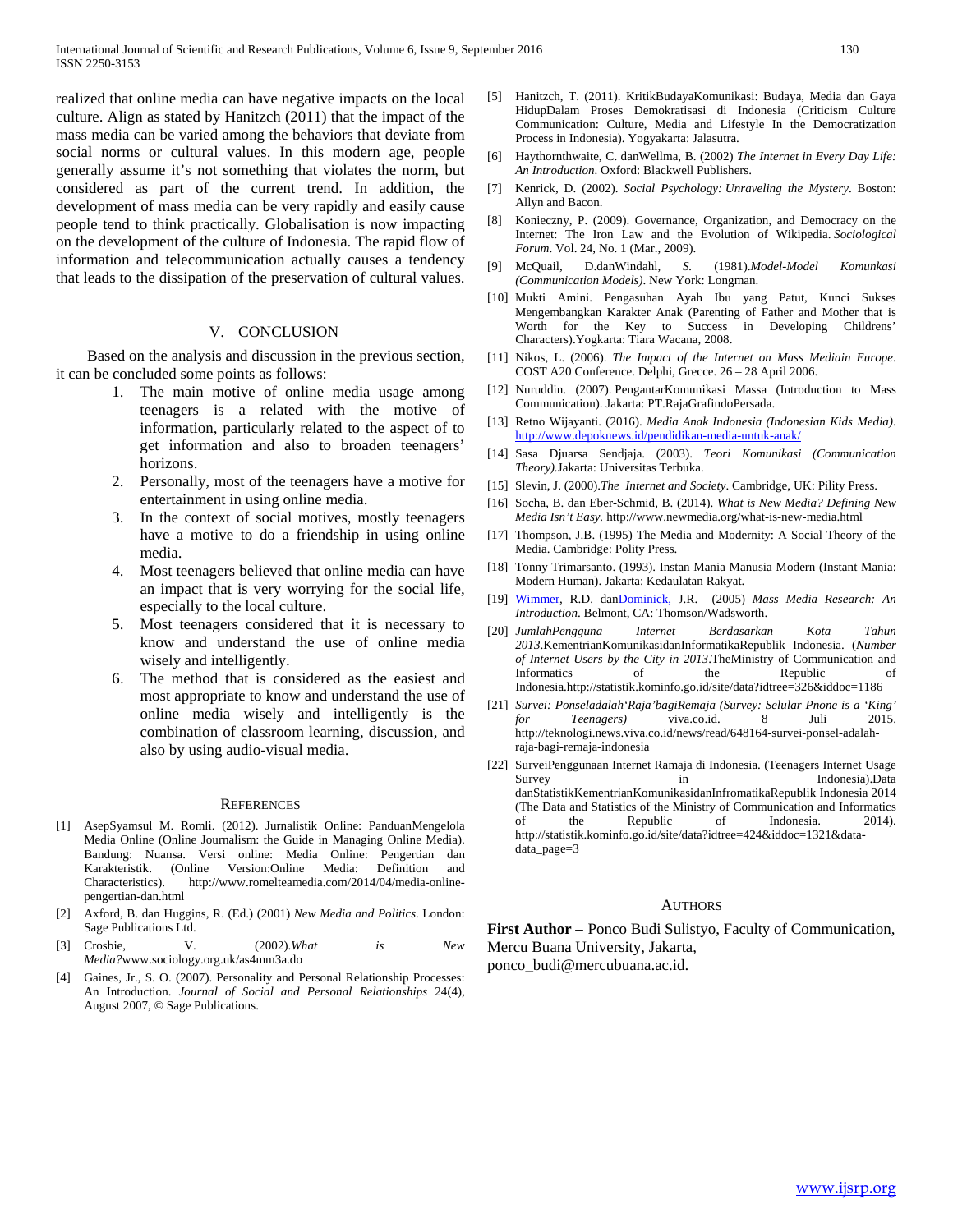realized that online media can have negative impacts on the local culture. Align as stated by Hanitzch (2011) that the impact of the mass media can be varied among the behaviors that deviate from social norms or cultural values. In this modern age, people generally assume it's not something that violates the norm, but considered as part of the current trend. In addition, the development of mass media can be very rapidly and easily cause people tend to think practically. Globalisation is now impacting on the development of the culture of Indonesia. The rapid flow of information and telecommunication actually causes a tendency that leads to the dissipation of the preservation of cultural values.

## V. CONCLUSION

Based on the analysis and discussion in the previous section, it can be concluded some points as follows:

1. The main motive of online media usage among teenagers is a related with the motive of information, particularly related to the aspect of to get information and also to broaden teenagers' horizons.
2. Personally, most of the teenagers have a motive for entertainment in using online media.
3. In the context of social motives, mostly teenagers have a motive to do a friendship in using online media.
4. Most teenagers believed that online media can have an impact that is very worrying for the social life, especially to the local culture.
5. Most teenagers considered that it is necessary to know and understand the use of online media wisely and intelligently.
6. The method that is considered as the easiest and most appropriate to know and understand the use of online media wisely and intelligently is the combination of classroom learning, discussion, and also by using audio-visual media.

## REFERENCES

[1] AsepSyamsul M. Romli. (2012). Jurnalistik Online: PanduanMengelola Media Online (Online Journalism: the Guide in Managing Online Media). Bandung: Nuansa. Versi online: Media Online: Pengertian dan Karakteristik. (Online Version:Online Media: Definition and Characteristics). http://www.romelteamedia.com/2014/04/media-online-pengertian-dan.html

[2] Axford, B. dan Huggins, R. (Ed.) (2001) *New Media and Politics*. London: Sage Publications Ltd.

[3] Crosbie, V. (2002).*What is New Media?*www.sociology.org.uk/as4mm3a.do

[4] Gaines, Jr., S. O. (2007). Personality and Personal Relationship Processes: An Introduction. *Journal of Social and Personal Relationships* 24(4), August 2007, © Sage Publications.

[5] Hanitzch, T. (2011). KritikBudayaKomunikasi: Budaya, Media dan Gaya HidupDalam Proses Demokratisasi di Indonesia (Criticism Culture Communication: Culture, Media and Lifestyle In the Democratization Process in Indonesia). Yogyakarta: Jalasutra.

[6] Haythornthwaite, C. danWellma, B. (2002) *The Internet in Every Day Life: An Introduction*. Oxford: Blackwell Publishers.

[7] Kenrick, D. (2002). *Social Psychology: Unraveling the Mystery*. Boston: Allyn and Bacon.

[8] Konieczny, P. (2009). Governance, Organization, and Democracy on the Internet: The Iron Law and the Evolution of Wikipedia. *Sociological Forum*. Vol. 24, No. 1 (Mar., 2009).

[9] McQuail, D.danWindahl, *S.* (1981).*Model-Model Komunkasi (Communication Models)*. New York: Longman.

[10] Mukti Amini. Pengasuhan Ayah Ibu yang Patut, Kunci Sukses Mengembangkan Karakter Anak (Parenting of Father and Mother that is Worth for the Key to Success in Developing Childrens' Characters).Yogkarta: Tiara Wacana, 2008.

[11] Nikos, L. (2006). *The Impact of the Internet on Mass Mediain Europe*. COST A20 Conference. Delphi, Grecce. 26 – 28 April 2006.

[12] Nuruddin. (2007). PengantarKomunikasi Massa (Introduction to Mass Communication). Jakarta: PT.RajaGrafindoPersada.

[13] Retno Wijayanti. (2016). *Media Anak Indonesia (Indonesian Kids Media)*. http://www.depoknews.id/pendidikan-media-untuk-anak/

[14] Sasa Djuarsa Sendjaja. (2003). *Teori Komunikasi (Communication Theory)*.Jakarta: Universitas Terbuka.

[15] Slevin, J. (2000).*The Internet and Society*. Cambridge, UK: Pility Press.

[16] Socha, B. dan Eber-Schmid, B. (2014). *What is New Media? Defining New Media Isn't Easy.* http://www.newmedia.org/what-is-new-media.html

[17] Thompson, J.B. (1995) The Media and Modernity: A Social Theory of the Media. Cambridge: Polity Press.

[18] Tonny Trimarsanto. (1993). Instan Mania Manusia Modern (Instant Mania: Modern Human). Jakarta: Kedaulatan Rakyat.

[19] Wimmer, R.D. danDominick, J.R. (2005) *Mass Media Research: An Introduction*. Belmont, CA: Thomson/Wadsworth.

[20] *JumlahPengguna Internet Berdasarkan Kota Tahun 2013*.KementrianKomunikasidanInformatikaRepublik Indonesia. (*Number of Internet Users by the City in 2013*.TheMinistry of Communication and Informatics of the Republic of Indonesia.http://statistik.kominfo.go.id/site/data?idtree=326&iddoc=1186

[21] *Survei: Ponseladalah'Raja'bagiRemaja (Survey: Selular Pnone is a 'King' for Teenagers)* viva.co.id. 8 Juli 2015. http://teknologi.news.viva.co.id/news/read/648164-survei-ponsel-adalah-raja-bagi-remaja-indonesia

[22] SurveiPenggunaan Internet Ramaja di Indonesia. (Teenagers Internet Usage Survey in Indonesia).Data danStatistikKementrianKomunikasidanInfromatikaRepublik Indonesia 2014 (The Data and Statistics of the Ministry of Communication and Informatics of the Republic of Indonesia. 2014). http://statistik.kominfo.go.id/site/data?idtree=424&iddoc=1321&data-data_page=3

## AUTHORS

**First Author** – Ponco Budi Sulistyo, Faculty of Communication, Mercu Buana University, Jakarta, ponco_budi@mercubuana.ac.id.